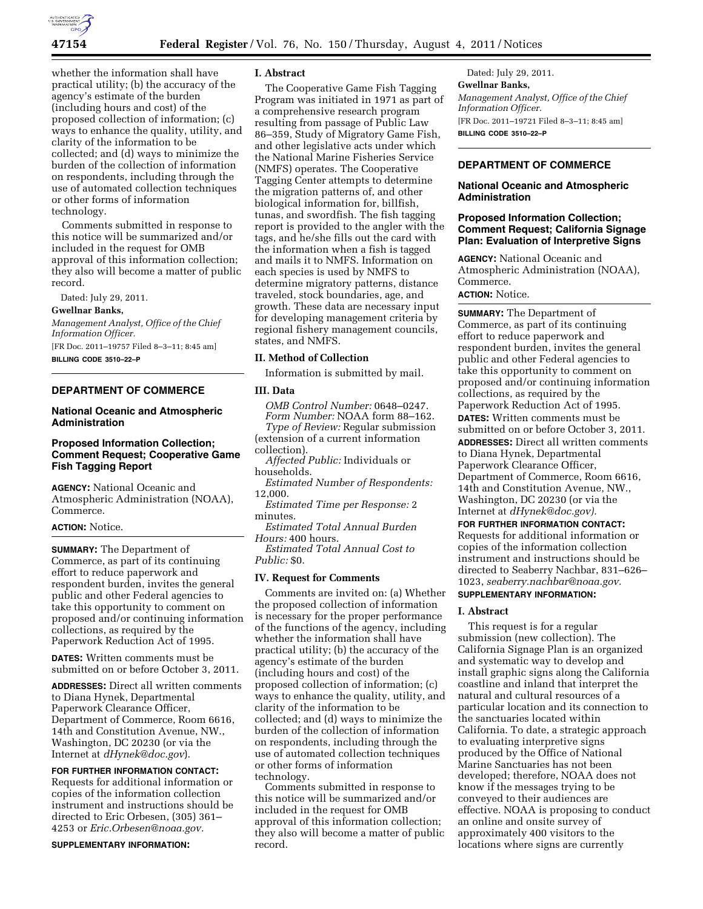whether the information shall have practical utility; (b) the accuracy of the agency's estimate of the burden (including hours and cost) of the proposed collection of information; (c) ways to enhance the quality, utility, and clarity of the information to be collected; and (d) ways to minimize the burden of the collection of information on respondents, including through the use of automated collection techniques or other forms of information technology.

Comments submitted in response to this notice will be summarized and/or included in the request for OMB approval of this information collection; they also will become a matter of public record.

Dated: July 29, 2011.

**Gwellnar Banks,**

*Management Analyst, Office of the Chief Information Officer.*

[FR Doc. 2011–19757 Filed 8–3–11; 8:45 am]

**BILLING CODE 3510–22–P**

## DEPARTMENT OF COMMERCE

### National Oceanic and Atmospheric Administration

### Proposed Information Collection; Comment Request; Cooperative Game Fish Tagging Report

**AGENCY:** National Oceanic and Atmospheric Administration (NOAA), Commerce.

**ACTION:** Notice.

**SUMMARY:** The Department of Commerce, as part of its continuing effort to reduce paperwork and respondent burden, invites the general public and other Federal agencies to take this opportunity to comment on proposed and/or continuing information collections, as required by the Paperwork Reduction Act of 1995.

**DATES:** Written comments must be submitted on or before October 3, 2011.

**ADDRESSES:** Direct all written comments to Diana Hynek, Departmental Paperwork Clearance Officer, Department of Commerce, Room 6616, 14th and Constitution Avenue, NW., Washington, DC 20230 (or via the Internet at *dHynek@doc.gov*).

**FOR FURTHER INFORMATION CONTACT:** Requests for additional information or copies of the information collection instrument and instructions should be directed to Eric Orbesen, (305) 361–4253 or *Eric.Orbesen@noaa.gov.*

**SUPPLEMENTARY INFORMATION:**

#### I. Abstract

The Cooperative Game Fish Tagging Program was initiated in 1971 as part of a comprehensive research program resulting from passage of Public Law 86–359, Study of Migratory Game Fish, and other legislative acts under which the National Marine Fisheries Service (NMFS) operates. The Cooperative Tagging Center attempts to determine the migration patterns of, and other biological information for, billfish, tunas, and swordfish. The fish tagging report is provided to the angler with the tags, and he/she fills out the card with the information when a fish is tagged and mails it to NMFS. Information on each species is used by NMFS to determine migratory patterns, distance traveled, stock boundaries, age, and growth. These data are necessary input for developing management criteria by regional fishery management councils, states, and NMFS.

#### II. Method of Collection

Information is submitted by mail.

#### III. Data

*OMB Control Number:* 0648–0247.

*Form Number:* NOAA form 88–162.

*Type of Review:* Regular submission (extension of a current information collection).

*Affected Public:* Individuals or households.

*Estimated Number of Respondents:* 12,000.

*Estimated Time per Response:* 2 minutes.

*Estimated Total Annual Burden Hours:* 400 hours.

*Estimated Total Annual Cost to Public:* $0.

#### IV. Request for Comments

Comments are invited on: (a) Whether the proposed collection of information is necessary for the proper performance of the functions of the agency, including whether the information shall have practical utility; (b) the accuracy of the agency's estimate of the burden (including hours and cost) of the proposed collection of information; (c) ways to enhance the quality, utility, and clarity of the information to be collected; and (d) ways to minimize the burden of the collection of information on respondents, including through the use of automated collection techniques or other forms of information technology.

Comments submitted in response to this notice will be summarized and/or included in the request for OMB approval of this information collection; they also will become a matter of public record.

Dated: July 29, 2011.

**Gwellnar Banks,**

*Management Analyst, Office of the Chief Information Officer.*

[FR Doc. 2011–19721 Filed 8–3–11; 8:45 am]

**BILLING CODE 3510–22–P**

## DEPARTMENT OF COMMERCE

### National Oceanic and Atmospheric Administration

### Proposed Information Collection; Comment Request; California Signage Plan: Evaluation of Interpretive Signs

**AGENCY:** National Oceanic and Atmospheric Administration (NOAA), Commerce.

**ACTION:** Notice.

**SUMMARY:** The Department of Commerce, as part of its continuing effort to reduce paperwork and respondent burden, invites the general public and other Federal agencies to take this opportunity to comment on proposed and/or continuing information collections, as required by the Paperwork Reduction Act of 1995.

**DATES:** Written comments must be submitted on or before October 3, 2011.

**ADDRESSES:** Direct all written comments to Diana Hynek, Departmental Paperwork Clearance Officer, Department of Commerce, Room 6616, 14th and Constitution Avenue, NW., Washington, DC 20230 (or via the Internet at *dHynek@doc.gov).*

**FOR FURTHER INFORMATION CONTACT:** Requests for additional information or copies of the information collection instrument and instructions should be directed to Seaberry Nachbar, 831–626–1023, *seaberry.nachbar@noaa.gov.*

**SUPPLEMENTARY INFORMATION:**

#### I. Abstract

This request is for a regular submission (new collection). The California Signage Plan is an organized and systematic way to develop and install graphic signs along the California coastline and inland that interpret the natural and cultural resources of a particular location and its connection to the sanctuaries located within California. To date, a strategic approach to evaluating interpretive signs produced by the Office of National Marine Sanctuaries has not been developed; therefore, NOAA does not know if the messages trying to be conveyed to their audiences are effective. NOAA is proposing to conduct an online and onsite survey of approximately 400 visitors to the locations where signs are currently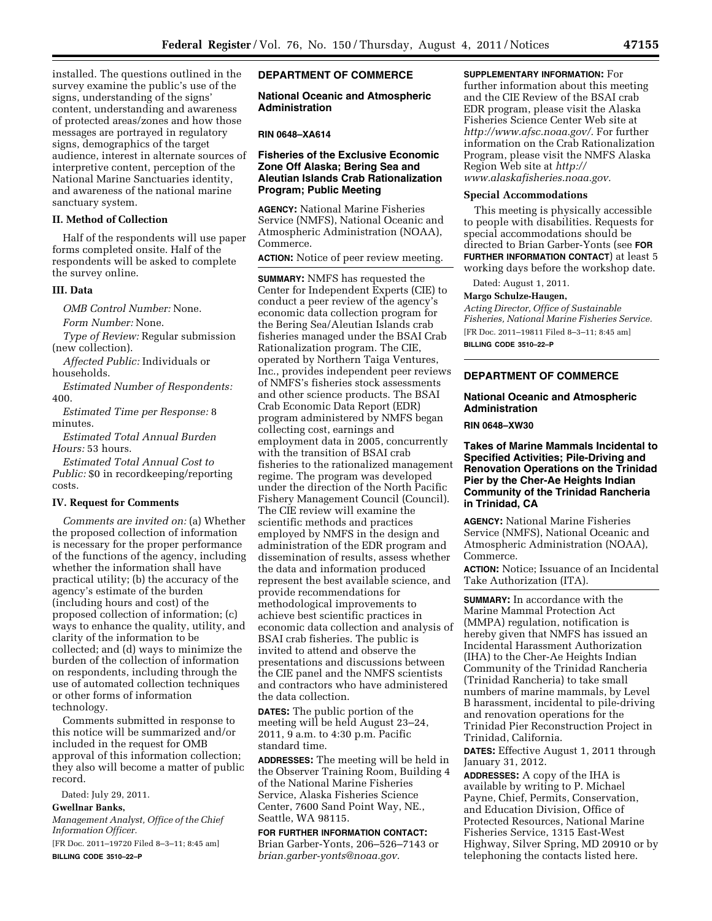installed. The questions outlined in the survey examine the public's use of the signs, understanding of the signs' content, understanding and awareness of protected areas/zones and how those messages are portrayed in regulatory signs, demographics of the target audience, interest in alternate sources of interpretive content, perception of the National Marine Sanctuaries identity, and awareness of the national marine sanctuary system.

## II. Method of Collection

Half of the respondents will use paper forms completed onsite. Half of the respondents will be asked to complete the survey online.

## III. Data

*OMB Control Number:* None.

*Form Number:* None.

*Type of Review:* Regular submission (new collection).

*Affected Public:* Individuals or households.

*Estimated Number of Respondents:* 400.

*Estimated Time per Response:* 8 minutes.

*Estimated Total Annual Burden Hours:* 53 hours.

*Estimated Total Annual Cost to Public:* $0 in recordkeeping/reporting costs.

## IV. Request for Comments

*Comments are invited on:* (a) Whether the proposed collection of information is necessary for the proper performance of the functions of the agency, including whether the information shall have practical utility; (b) the accuracy of the agency's estimate of the burden (including hours and cost) of the proposed collection of information; (c) ways to enhance the quality, utility, and clarity of the information to be collected; and (d) ways to minimize the burden of the collection of information on respondents, including through the use of automated collection techniques or other forms of information technology.

Comments submitted in response to this notice will be summarized and/or included in the request for OMB approval of this information collection; they also will become a matter of public record.

Dated: July 29, 2011.

**Gwellnar Banks,**

*Management Analyst, Office of the Chief Information Officer.*

[FR Doc. 2011–19720 Filed 8–3–11; 8:45 am]

**BILLING CODE 3510–22–P**

---

# DEPARTMENT OF COMMERCE

## National Oceanic and Atmospheric Administration

**RIN 0648–XA614**

## Fisheries of the Exclusive Economic Zone Off Alaska; Bering Sea and Aleutian Islands Crab Rationalization Program; Public Meeting

**AGENCY:** National Marine Fisheries Service (NMFS), National Oceanic and Atmospheric Administration (NOAA), Commerce.

**ACTION:** Notice of peer review meeting.

**SUMMARY:** NMFS has requested the Center for Independent Experts (CIE) to conduct a peer review of the agency's economic data collection program for the Bering Sea/Aleutian Islands crab fisheries managed under the BSAI Crab Rationalization program. The CIE, operated by Northern Taiga Ventures, Inc., provides independent peer reviews of NMFS's fisheries stock assessments and other science products. The BSAI Crab Economic Data Report (EDR) program administered by NMFS began collecting cost, earnings and employment data in 2005, concurrently with the transition of BSAI crab fisheries to the rationalized management regime. The program was developed under the direction of the North Pacific Fishery Management Council (Council). The CIE review will examine the scientific methods and practices employed by NMFS in the design and administration of the EDR program and dissemination of results, assess whether the data and information produced represent the best available science, and provide recommendations for methodological improvements to achieve best scientific practices in economic data collection and analysis of BSAI crab fisheries. The public is invited to attend and observe the presentations and discussions between the CIE panel and the NMFS scientists and contractors who have administered the data collection.

**DATES:** The public portion of the meeting will be held August 23–24, 2011, 9 a.m. to 4:30 p.m. Pacific standard time.

**ADDRESSES:** The meeting will be held in the Observer Training Room, Building 4 of the National Marine Fisheries Service, Alaska Fisheries Science Center, 7600 Sand Point Way, NE., Seattle, WA 98115.

**FOR FURTHER INFORMATION CONTACT:** Brian Garber-Yonts, 206–526–7143 or *brian.garber-yonts@noaa.gov.*

**SUPPLEMENTARY INFORMATION:** For further information about this meeting and the CIE Review of the BSAI crab EDR program, please visit the Alaska Fisheries Science Center Web site at *http://www.afsc.noaa.gov/*. For further information on the Crab Rationalization Program, please visit the NMFS Alaska Region Web site at *http://www.alaskafisheries.noaa.gov.*

### Special Accommodations

This meeting is physically accessible to people with disabilities. Requests for special accommodations should be directed to Brian Garber-Yonts (see **FOR FURTHER INFORMATION CONTACT**) at least 5 working days before the workshop date.

Dated: August 1, 2011.

**Margo Schulze-Haugen,**

*Acting Director, Office of Sustainable Fisheries, National Marine Fisheries Service.*

[FR Doc. 2011–19811 Filed 8–3–11; 8:45 am]

**BILLING CODE 3510–22–P**

---

# DEPARTMENT OF COMMERCE

## National Oceanic and Atmospheric Administration

**RIN 0648–XW30**

## Takes of Marine Mammals Incidental to Specified Activities; Pile-Driving and Renovation Operations on the Trinidad Pier by the Cher-Ae Heights Indian Community of the Trinidad Rancheria in Trinidad, CA

**AGENCY:** National Marine Fisheries Service (NMFS), National Oceanic and Atmospheric Administration (NOAA), Commerce.

**ACTION:** Notice; Issuance of an Incidental Take Authorization (ITA).

**SUMMARY:** In accordance with the Marine Mammal Protection Act (MMPA) regulation, notification is hereby given that NMFS has issued an Incidental Harassment Authorization (IHA) to the Cher-Ae Heights Indian Community of the Trinidad Rancheria (Trinidad Rancheria) to take small numbers of marine mammals, by Level B harassment, incidental to pile-driving and renovation operations for the Trinidad Pier Reconstruction Project in Trinidad, California.

**DATES:** Effective August 1, 2011 through January 31, 2012.

**ADDRESSES:** A copy of the IHA is available by writing to P. Michael Payne, Chief, Permits, Conservation, and Education Division, Office of Protected Resources, National Marine Fisheries Service, 1315 East-West Highway, Silver Spring, MD 20910 or by telephoning the contacts listed here.